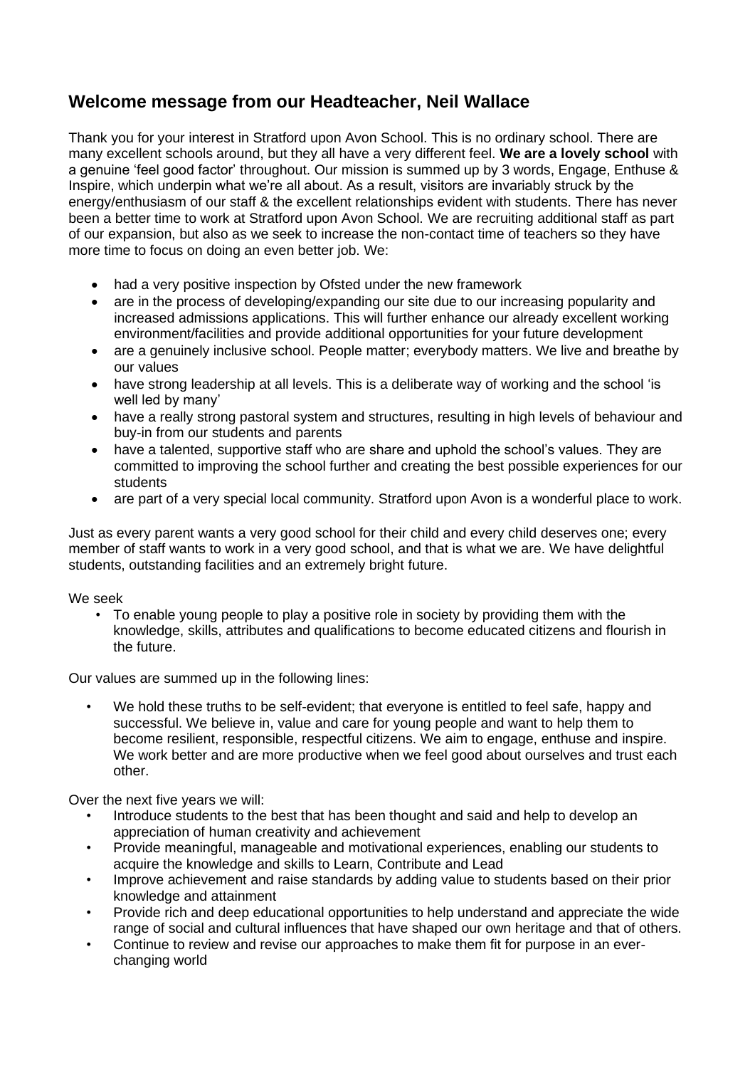## Welcome message from our Headteacher, Neil Wallace

Thank you for your interest in Stratford upon Avon School. This is no ordinary school. There are many excellent schools around, but they all have a very different feel. **We are a lovely school** with a genuine 'feel good factor' throughout. Our mission is summed up by 3 words, Engage, Enthuse & Inspire, which underpin what we're all about. As a result, visitors are invariably struck by the energy/enthusiasm of our staff & the excellent relationships evident with students. There has never been a better time to work at Stratford upon Avon School. We are recruiting additional staff as part of our expansion, but also as we seek to increase the non-contact time of teachers so they have more time to focus on doing an even better job. We:

- had a very positive inspection by Ofsted under the new framework
- are in the process of developing/expanding our site due to our increasing popularity and increased admissions applications. This will further enhance our already excellent working environment/facilities and provide additional opportunities for your future development
- are a genuinely inclusive school. People matter; everybody matters. We live and breathe by our values
- have strong leadership at all levels. This is a deliberate way of working and the school 'is well led by many'
- have a really strong pastoral system and structures, resulting in high levels of behaviour and buy-in from our students and parents
- have a talented, supportive staff who are share and uphold the school's values. They are committed to improving the school further and creating the best possible experiences for our students
- are part of a very special local community. Stratford upon Avon is a wonderful place to work.

Just as every parent wants a very good school for their child and every child deserves one; every member of staff wants to work in a very good school, and that is what we are. We have delightful students, outstanding facilities and an extremely bright future.

We seek

- To enable young people to play a positive role in society by providing them with the knowledge, skills, attributes and qualifications to become educated citizens and flourish in the future.

Our values are summed up in the following lines:

- We hold these truths to be self-evident; that everyone is entitled to feel safe, happy and successful. We believe in, value and care for young people and want to help them to become resilient, responsible, respectful citizens. We aim to engage, enthuse and inspire. We work better and are more productive when we feel good about ourselves and trust each other.

Over the next five years we will:

- Introduce students to the best that has been thought and said and help to develop an appreciation of human creativity and achievement
- Provide meaningful, manageable and motivational experiences, enabling our students to acquire the knowledge and skills to Learn, Contribute and Lead
- Improve achievement and raise standards by adding value to students based on their prior knowledge and attainment
- Provide rich and deep educational opportunities to help understand and appreciate the wide range of social and cultural influences that have shaped our own heritage and that of others.
- Continue to review and revise our approaches to make them fit for purpose in an ever-changing world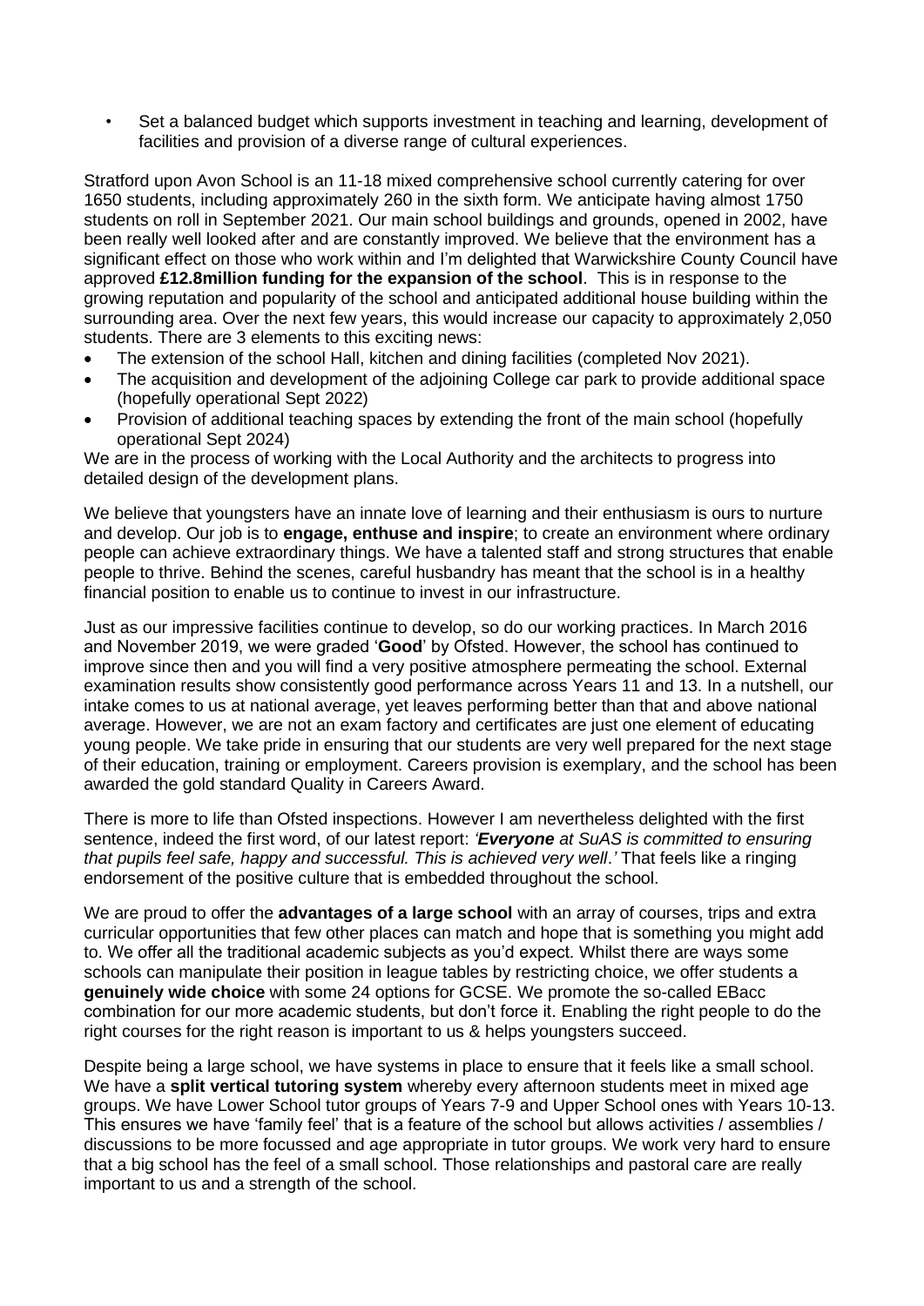- Set a balanced budget which supports investment in teaching and learning, development of facilities and provision of a diverse range of cultural experiences.

Stratford upon Avon School is an 11-18 mixed comprehensive school currently catering for over 1650 students, including approximately 260 in the sixth form. We anticipate having almost 1750 students on roll in September 2021. Our main school buildings and grounds, opened in 2002, have been really well looked after and are constantly improved. We believe that the environment has a significant effect on those who work within and I'm delighted that Warwickshire County Council have approved **£12.8million funding for the expansion of the school**. This is in response to the growing reputation and popularity of the school and anticipated additional house building within the surrounding area. Over the next few years, this would increase our capacity to approximately 2,050 students. There are 3 elements to this exciting news:

- The extension of the school Hall, kitchen and dining facilities (completed Nov 2021).
- The acquisition and development of the adjoining College car park to provide additional space (hopefully operational Sept 2022)
- Provision of additional teaching spaces by extending the front of the main school (hopefully operational Sept 2024)

We are in the process of working with the Local Authority and the architects to progress into detailed design of the development plans.

We believe that youngsters have an innate love of learning and their enthusiasm is ours to nurture and develop. Our job is to **engage, enthuse and inspire**; to create an environment where ordinary people can achieve extraordinary things. We have a talented staff and strong structures that enable people to thrive. Behind the scenes, careful husbandry has meant that the school is in a healthy financial position to enable us to continue to invest in our infrastructure.

Just as our impressive facilities continue to develop, so do our working practices. In March 2016 and November 2019, we were graded '**Good**' by Ofsted. However, the school has continued to improve since then and you will find a very positive atmosphere permeating the school. External examination results show consistently good performance across Years 11 and 13. In a nutshell, our intake comes to us at national average, yet leaves performing better than that and above national average. However, we are not an exam factory and certificates are just one element of educating young people. We take pride in ensuring that our students are very well prepared for the next stage of their education, training or employment. Careers provision is exemplary, and the school has been awarded the gold standard Quality in Careers Award.

There is more to life than Ofsted inspections. However I am nevertheless delighted with the first sentence, indeed the first word, of our latest report: *'**Everyone** at SuAS is committed to ensuring that pupils feel safe, happy and successful. This is achieved very well.'* That feels like a ringing endorsement of the positive culture that is embedded throughout the school.

We are proud to offer the **advantages of a large school** with an array of courses, trips and extra curricular opportunities that few other places can match and hope that is something you might add to. We offer all the traditional academic subjects as you'd expect. Whilst there are ways some schools can manipulate their position in league tables by restricting choice, we offer students a **genuinely wide choice** with some 24 options for GCSE. We promote the so-called EBacc combination for our more academic students, but don't force it. Enabling the right people to do the right courses for the right reason is important to us & helps youngsters succeed.

Despite being a large school, we have systems in place to ensure that it feels like a small school. We have a **split vertical tutoring system** whereby every afternoon students meet in mixed age groups. We have Lower School tutor groups of Years 7-9 and Upper School ones with Years 10-13. This ensures we have 'family feel' that is a feature of the school but allows activities / assemblies / discussions to be more focussed and age appropriate in tutor groups. We work very hard to ensure that a big school has the feel of a small school. Those relationships and pastoral care are really important to us and a strength of the school.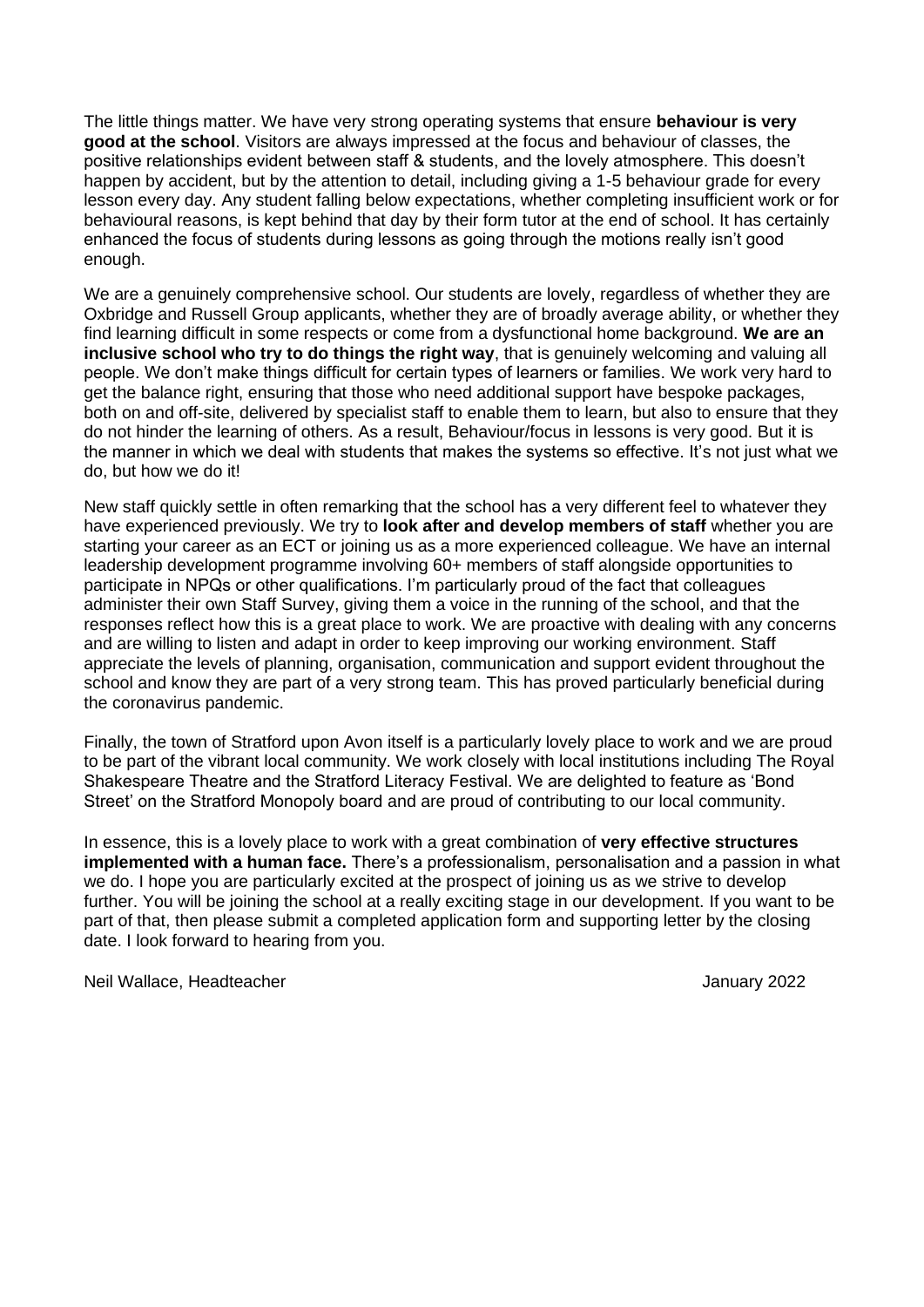The little things matter. We have very strong operating systems that ensure **behaviour is very good at the school**. Visitors are always impressed at the focus and behaviour of classes, the positive relationships evident between staff & students, and the lovely atmosphere. This doesn't happen by accident, but by the attention to detail, including giving a 1-5 behaviour grade for every lesson every day. Any student falling below expectations, whether completing insufficient work or for behavioural reasons, is kept behind that day by their form tutor at the end of school. It has certainly enhanced the focus of students during lessons as going through the motions really isn't good enough.

We are a genuinely comprehensive school. Our students are lovely, regardless of whether they are Oxbridge and Russell Group applicants, whether they are of broadly average ability, or whether they find learning difficult in some respects or come from a dysfunctional home background. **We are an inclusive school who try to do things the right way**, that is genuinely welcoming and valuing all people. We don't make things difficult for certain types of learners or families. We work very hard to get the balance right, ensuring that those who need additional support have bespoke packages, both on and off-site, delivered by specialist staff to enable them to learn, but also to ensure that they do not hinder the learning of others. As a result, Behaviour/focus in lessons is very good. But it is the manner in which we deal with students that makes the systems so effective. It's not just what we do, but how we do it!

New staff quickly settle in often remarking that the school has a very different feel to whatever they have experienced previously. We try to **look after and develop members of staff** whether you are starting your career as an ECT or joining us as a more experienced colleague. We have an internal leadership development programme involving 60+ members of staff alongside opportunities to participate in NPQs or other qualifications. I'm particularly proud of the fact that colleagues administer their own Staff Survey, giving them a voice in the running of the school, and that the responses reflect how this is a great place to work. We are proactive with dealing with any concerns and are willing to listen and adapt in order to keep improving our working environment. Staff appreciate the levels of planning, organisation, communication and support evident throughout the school and know they are part of a very strong team. This has proved particularly beneficial during the coronavirus pandemic.

Finally, the town of Stratford upon Avon itself is a particularly lovely place to work and we are proud to be part of the vibrant local community. We work closely with local institutions including The Royal Shakespeare Theatre and the Stratford Literacy Festival. We are delighted to feature as 'Bond Street' on the Stratford Monopoly board and are proud of contributing to our local community.

In essence, this is a lovely place to work with a great combination of **very effective structures implemented with a human face.** There's a professionalism, personalisation and a passion in what we do. I hope you are particularly excited at the prospect of joining us as we strive to develop further. You will be joining the school at a really exciting stage in our development. If you want to be part of that, then please submit a completed application form and supporting letter by the closing date. I look forward to hearing from you.

Neil Wallace, Headteacher

January 2022